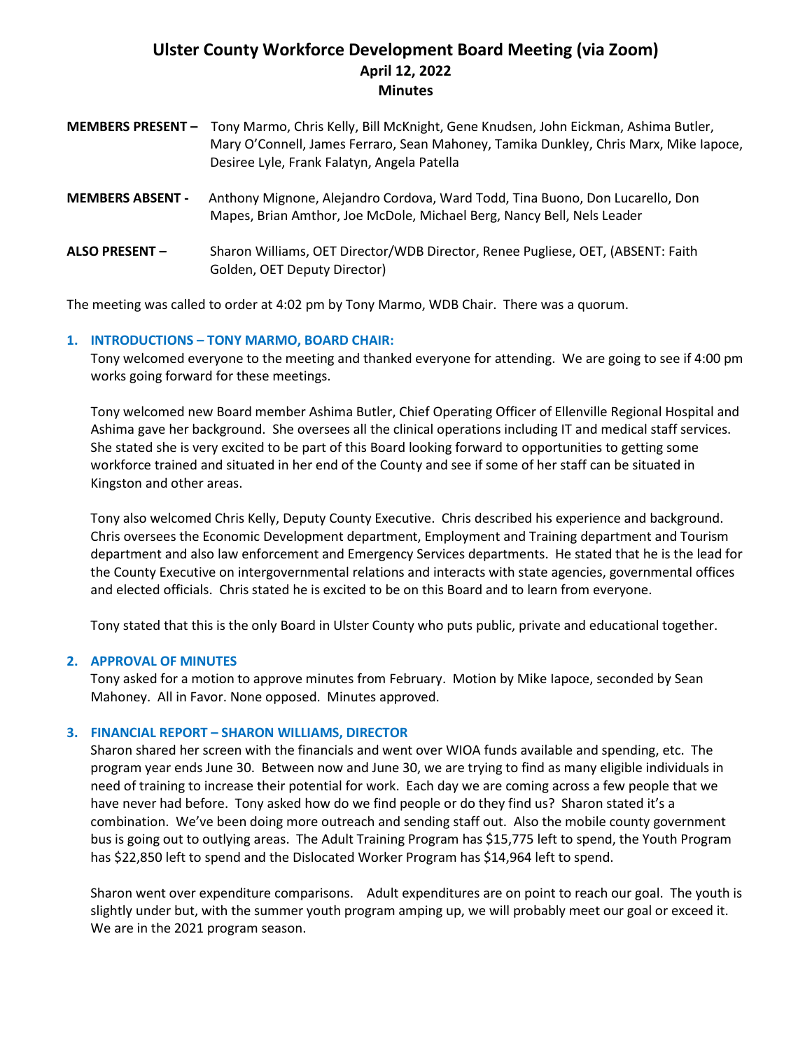# Ulster County Workforce Development Board Meeting (via Zoom)
## April 12, 2022
## Minutes

**MEMBERS PRESENT –** Tony Marmo, Chris Kelly, Bill McKnight, Gene Knudsen, John Eickman, Ashima Butler, Mary O'Connell, James Ferraro, Sean Mahoney, Tamika Dunkley, Chris Marx, Mike Iapoce, Desiree Lyle, Frank Falatyn, Angela Patella

**MEMBERS ABSENT -** Anthony Mignone, Alejandro Cordova, Ward Todd, Tina Buono, Don Lucarello, Don Mapes, Brian Amthor, Joe McDole, Michael Berg, Nancy Bell, Nels Leader

**ALSO PRESENT –** Sharon Williams, OET Director/WDB Director, Renee Pugliese, OET, (ABSENT: Faith Golden, OET Deputy Director)

The meeting was called to order at 4:02 pm by Tony Marmo, WDB Chair. There was a quorum.

### 1. INTRODUCTIONS – TONY MARMO, BOARD CHAIR:

Tony welcomed everyone to the meeting and thanked everyone for attending. We are going to see if 4:00 pm works going forward for these meetings.

Tony welcomed new Board member Ashima Butler, Chief Operating Officer of Ellenville Regional Hospital and Ashima gave her background. She oversees all the clinical operations including IT and medical staff services. She stated she is very excited to be part of this Board looking forward to opportunities to getting some workforce trained and situated in her end of the County and see if some of her staff can be situated in Kingston and other areas.

Tony also welcomed Chris Kelly, Deputy County Executive. Chris described his experience and background. Chris oversees the Economic Development department, Employment and Training department and Tourism department and also law enforcement and Emergency Services departments. He stated that he is the lead for the County Executive on intergovernmental relations and interacts with state agencies, governmental offices and elected officials. Chris stated he is excited to be on this Board and to learn from everyone.

Tony stated that this is the only Board in Ulster County who puts public, private and educational together.

### 2. APPROVAL OF MINUTES

Tony asked for a motion to approve minutes from February. Motion by Mike Iapoce, seconded by Sean Mahoney. All in Favor. None opposed. Minutes approved.

### 3. FINANCIAL REPORT – SHARON WILLIAMS, DIRECTOR

Sharon shared her screen with the financials and went over WIOA funds available and spending, etc. The program year ends June 30. Between now and June 30, we are trying to find as many eligible individuals in need of training to increase their potential for work. Each day we are coming across a few people that we have never had before. Tony asked how do we find people or do they find us? Sharon stated it's a combination. We've been doing more outreach and sending staff out. Also the mobile county government bus is going out to outlying areas. The Adult Training Program has $15,775 left to spend, the Youth Program has $22,850 left to spend and the Dislocated Worker Program has $14,964 left to spend.

Sharon went over expenditure comparisons. Adult expenditures are on point to reach our goal. The youth is slightly under but, with the summer youth program amping up, we will probably meet our goal or exceed it. We are in the 2021 program season.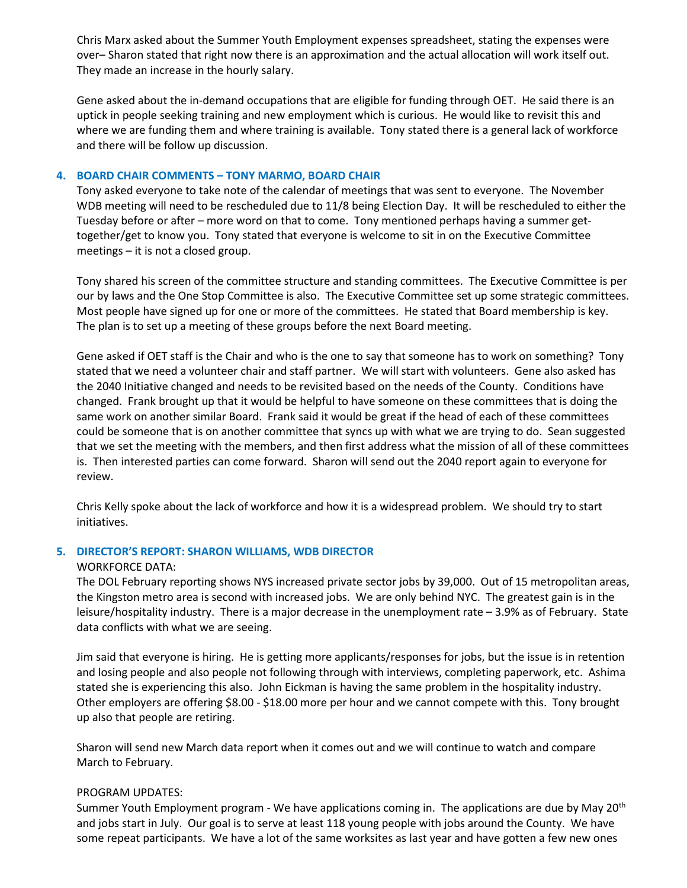Chris Marx asked about the Summer Youth Employment expenses spreadsheet, stating the expenses were over– Sharon stated that right now there is an approximation and the actual allocation will work itself out. They made an increase in the hourly salary.

Gene asked about the in-demand occupations that are eligible for funding through OET. He said there is an uptick in people seeking training and new employment which is curious. He would like to revisit this and where we are funding them and where training is available. Tony stated there is a general lack of workforce and there will be follow up discussion.

## 4. BOARD CHAIR COMMENTS – TONY MARMO, BOARD CHAIR

Tony asked everyone to take note of the calendar of meetings that was sent to everyone. The November WDB meeting will need to be rescheduled due to 11/8 being Election Day. It will be rescheduled to either the Tuesday before or after – more word on that to come. Tony mentioned perhaps having a summer get-together/get to know you. Tony stated that everyone is welcome to sit in on the Executive Committee meetings – it is not a closed group.

Tony shared his screen of the committee structure and standing committees. The Executive Committee is per our by laws and the One Stop Committee is also. The Executive Committee set up some strategic committees. Most people have signed up for one or more of the committees. He stated that Board membership is key. The plan is to set up a meeting of these groups before the next Board meeting.

Gene asked if OET staff is the Chair and who is the one to say that someone has to work on something? Tony stated that we need a volunteer chair and staff partner. We will start with volunteers. Gene also asked has the 2040 Initiative changed and needs to be revisited based on the needs of the County. Conditions have changed. Frank brought up that it would be helpful to have someone on these committees that is doing the same work on another similar Board. Frank said it would be great if the head of each of these committees could be someone that is on another committee that syncs up with what we are trying to do. Sean suggested that we set the meeting with the members, and then first address what the mission of all of these committees is. Then interested parties can come forward. Sharon will send out the 2040 report again to everyone for review.

Chris Kelly spoke about the lack of workforce and how it is a widespread problem. We should try to start initiatives.

## 5. DIRECTOR'S REPORT: SHARON WILLIAMS, WDB DIRECTOR

WORKFORCE DATA:

The DOL February reporting shows NYS increased private sector jobs by 39,000. Out of 15 metropolitan areas, the Kingston metro area is second with increased jobs. We are only behind NYC. The greatest gain is in the leisure/hospitality industry. There is a major decrease in the unemployment rate – 3.9% as of February. State data conflicts with what we are seeing.

Jim said that everyone is hiring. He is getting more applicants/responses for jobs, but the issue is in retention and losing people and also people not following through with interviews, completing paperwork, etc. Ashima stated she is experiencing this also. John Eickman is having the same problem in the hospitality industry. Other employers are offering \$8.00 - \$18.00 more per hour and we cannot compete with this. Tony brought up also that people are retiring.

Sharon will send new March data report when it comes out and we will continue to watch and compare March to February.

PROGRAM UPDATES:

Summer Youth Employment program - We have applications coming in. The applications are due by May 20th and jobs start in July. Our goal is to serve at least 118 young people with jobs around the County. We have some repeat participants. We have a lot of the same worksites as last year and have gotten a few new ones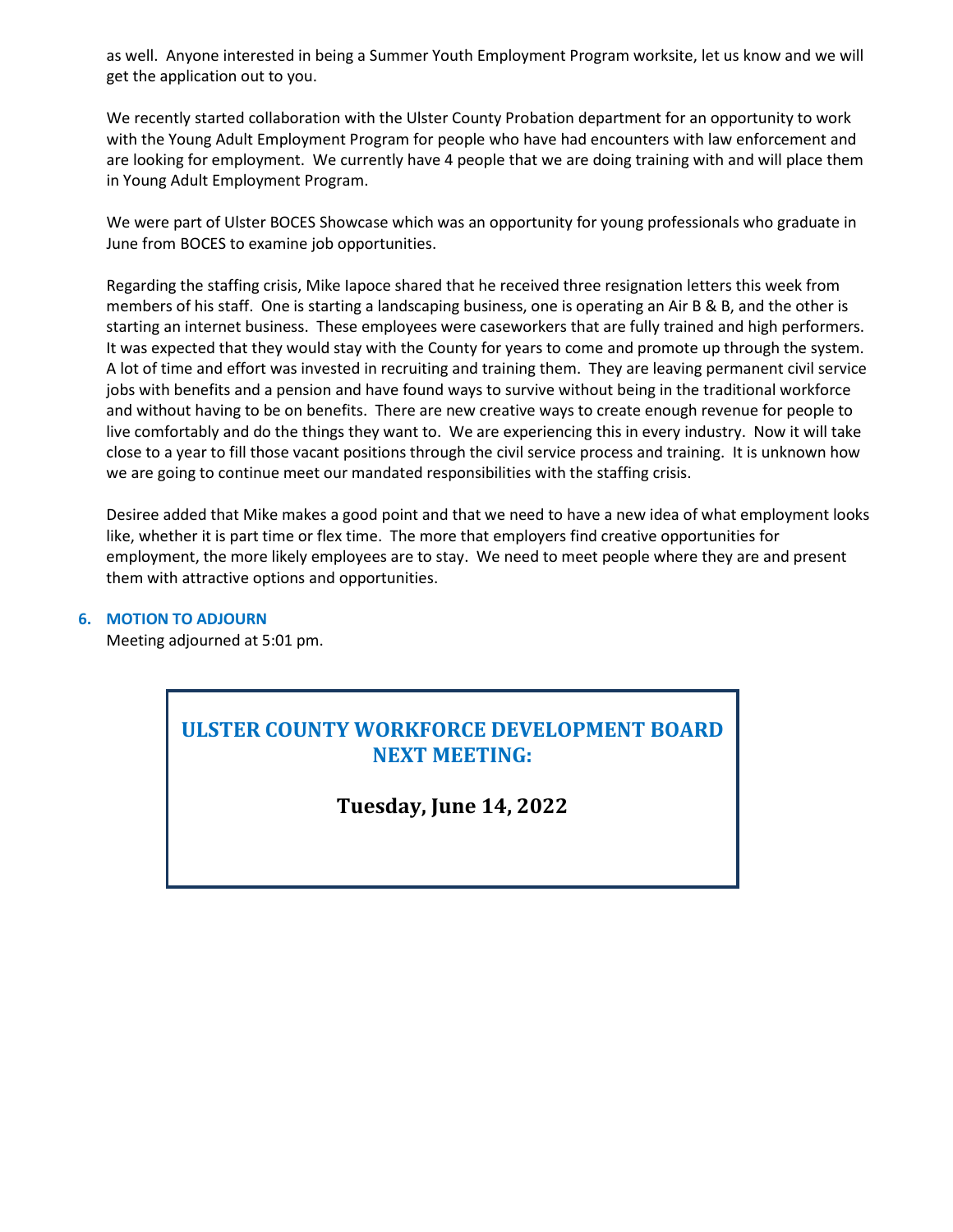as well. Anyone interested in being a Summer Youth Employment Program worksite, let us know and we will get the application out to you.

We recently started collaboration with the Ulster County Probation department for an opportunity to work with the Young Adult Employment Program for people who have had encounters with law enforcement and are looking for employment. We currently have 4 people that we are doing training with and will place them in Young Adult Employment Program.

We were part of Ulster BOCES Showcase which was an opportunity for young professionals who graduate in June from BOCES to examine job opportunities.

Regarding the staffing crisis, Mike Iapoce shared that he received three resignation letters this week from members of his staff. One is starting a landscaping business, one is operating an Air B & B, and the other is starting an internet business. These employees were caseworkers that are fully trained and high performers. It was expected that they would stay with the County for years to come and promote up through the system. A lot of time and effort was invested in recruiting and training them. They are leaving permanent civil service jobs with benefits and a pension and have found ways to survive without being in the traditional workforce and without having to be on benefits. There are new creative ways to create enough revenue for people to live comfortably and do the things they want to. We are experiencing this in every industry. Now it will take close to a year to fill those vacant positions through the civil service process and training. It is unknown how we are going to continue meet our mandated responsibilities with the staffing crisis.

Desiree added that Mike makes a good point and that we need to have a new idea of what employment looks like, whether it is part time or flex time. The more that employers find creative opportunities for employment, the more likely employees are to stay. We need to meet people where they are and present them with attractive options and opportunities.

## 6. MOTION TO ADJOURN

Meeting adjourned at 5:01 pm.

**ULSTER COUNTY WORKFORCE DEVELOPMENT BOARD NEXT MEETING:**

**Tuesday, June 14, 2022**